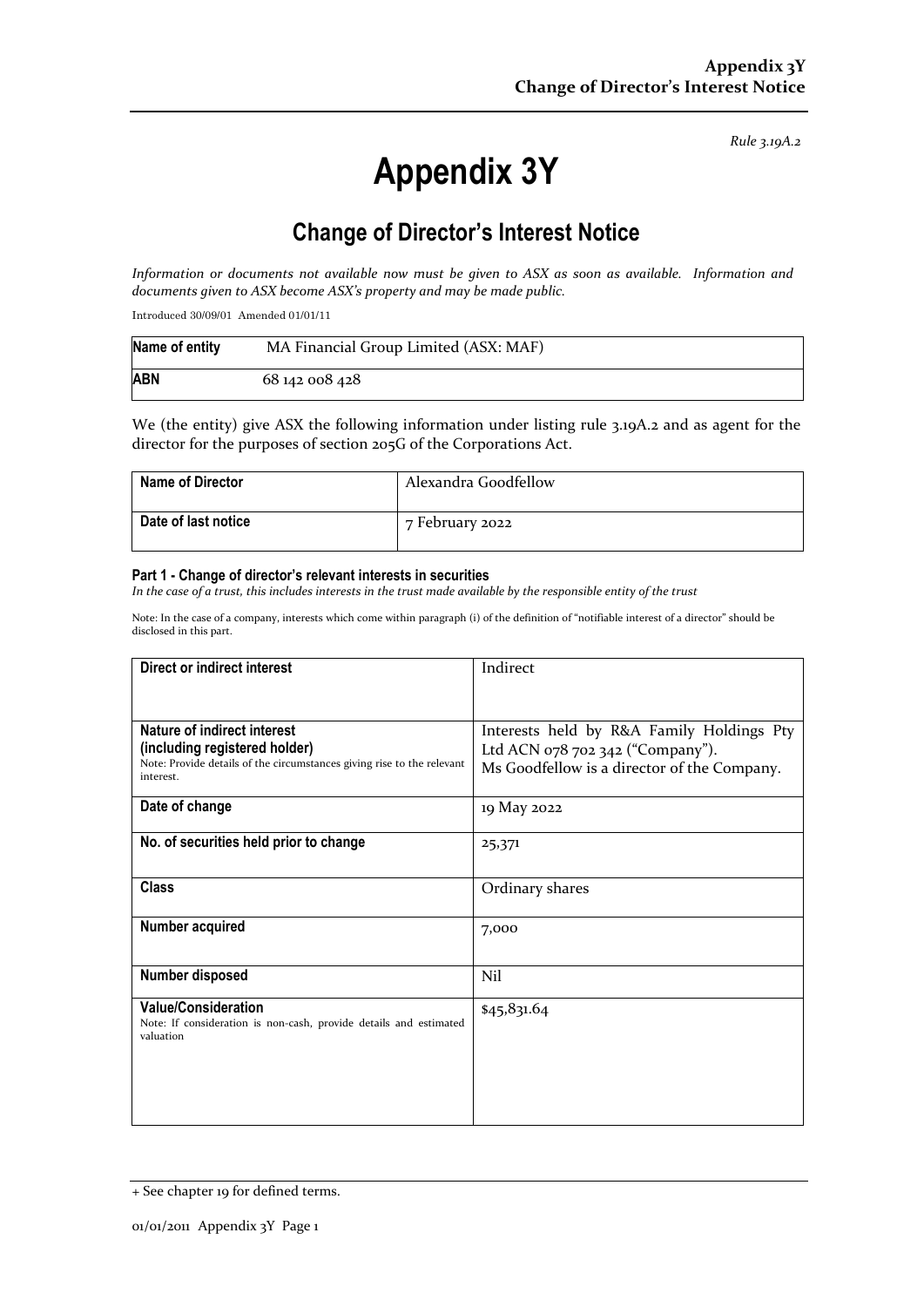*Rule 3.19A.2*

# Appendix 3Y

## Change of Director's Interest Notice

*Information or documents not available now must be given to ASX as soon as available. Information and documents given to ASX become ASX's property and may be made public.*

Introduced 30/09/01 Amended 01/01/11

| **Name of entity** | MA Financial Group Limited (ASX: MAF) |
|---|---|
| **ABN** | 68 142 008 428 |

We (the entity) give ASX the following information under listing rule 3.19A.2 and as agent for the director for the purposes of section 205G of the Corporations Act.

| **Name of Director** | Alexandra Goodfellow |
|---|---|
| **Date of last notice** | 7 February 2022 |

#### Part 1 - Change of director's relevant interests in securities

*In the case of a trust, this includes interests in the trust made available by the responsible entity of the trust*

Note: In the case of a company, interests which come within paragraph (i) of the definition of "notifiable interest of a director" should be disclosed in this part.

| **Direct or indirect interest** | Indirect |
|---|---|
| **Nature of indirect interest (including registered holder)** Note: Provide details of the circumstances giving rise to the relevant interest. | Interests held by R&A Family Holdings Pty Ltd ACN 078 702 342 ("Company"). Ms Goodfellow is a director of the Company. |
| **Date of change** | 19 May 2022 |
| **No. of securities held prior to change** | 25,371 |
| **Class** | Ordinary shares |
| **Number acquired** | 7,000 |
| **Number disposed** | Nil |
| **Value/Consideration** Note: If consideration is non-cash, provide details and estimated valuation | $45,831.64 |

+ See chapter 19 for defined terms.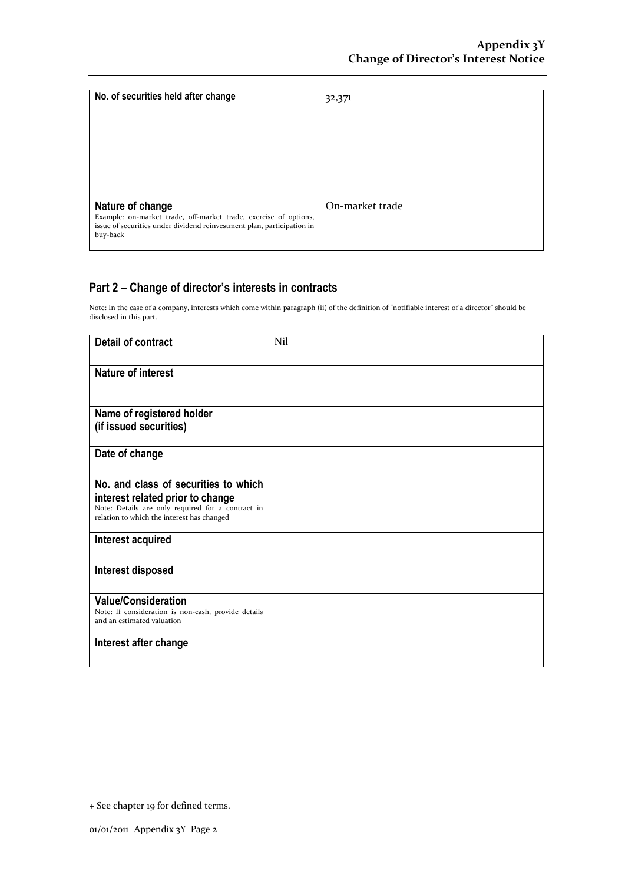| No. of securities held after change | 32,371 |
| --- | --- |
| **Nature of change**<br>Example: on-market trade, off-market trade, exercise of options, issue of securities under dividend reinvestment plan, participation in buy-back | On-market trade |

## Part 2 – Change of director's interests in contracts

Note: In the case of a company, interests which come within paragraph (ii) of the definition of "notifiable interest of a director" should be disclosed in this part.

| Detail of contract | Nil |
| --- | --- |
| **Nature of interest** | |
| **Name of registered holder (if issued securities)** | |
| **Date of change** | |
| **No. and class of securities to which interest related prior to change**<br>Note: Details are only required for a contract in relation to which the interest has changed | |
| **Interest acquired** | |
| **Interest disposed** | |
| **Value/Consideration**<br>Note: If consideration is non-cash, provide details and an estimated valuation | |
| **Interest after change** | |

+ See chapter 19 for defined terms.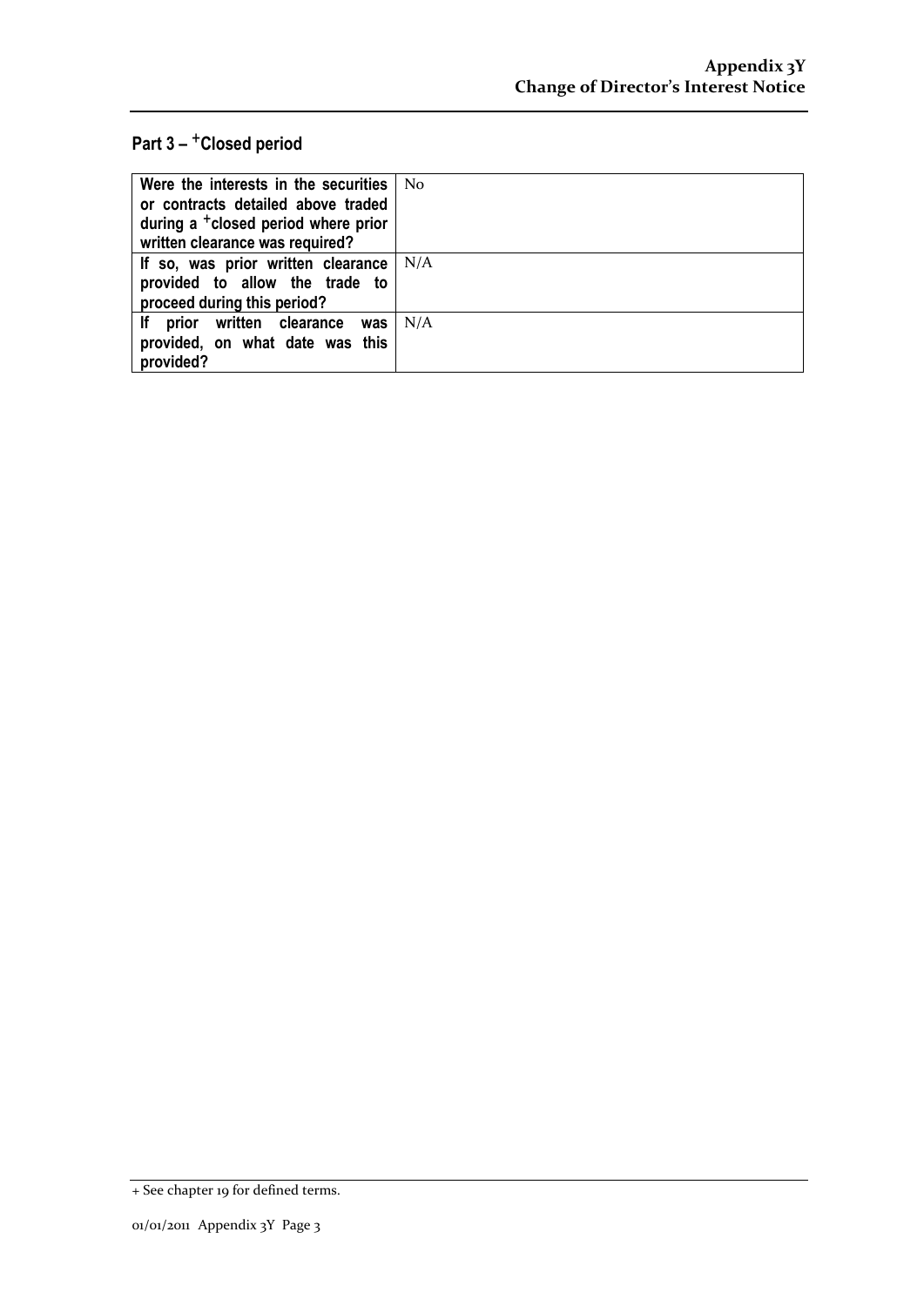## Part 3 – +Closed period

| | |
|---|---|
| **Were the interests in the securities or contracts detailed above traded during a +closed period where prior written clearance was required?** | No |
| **If so, was prior written clearance provided to allow the trade to proceed during this period?** | N/A |
| **If prior written clearance was provided, on what date was this provided?** | N/A |

+ See chapter 19 for defined terms.